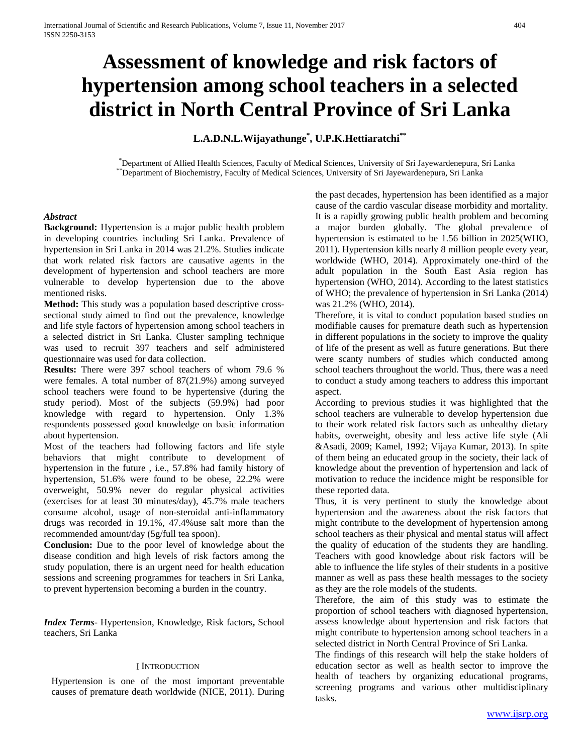# Assessment of knowledge and risk factors of hypertension among school teachers in a selected district in North Central Province of Sri Lanka

**L.A.D.N.L.Wijayathunge[*], U.P.K.Hettiaratchi[**]**

[*]Department of Allied Health Sciences, Faculty of Medical Sciences, University of Sri Jayewardenepura, Sri Lanka
[**]Department of Biochemistry, Faculty of Medical Sciences, University of Sri Jayewardenepura, Sri Lanka

***Abstract***

**Background:** Hypertension is a major public health problem in developing countries including Sri Lanka. Prevalence of hypertension in Sri Lanka in 2014 was 21.2%. Studies indicate that work related risk factors are causative agents in the development of hypertension and school teachers are more vulnerable to develop hypertension due to the above mentioned risks.

**Method:** This study was a population based descriptive cross-sectional study aimed to find out the prevalence, knowledge and life style factors of hypertension among school teachers in a selected district in Sri Lanka. Cluster sampling technique was used to recruit 397 teachers and self administered questionnaire was used for data collection.

**Results:** There were 397 school teachers of whom 79.6 % were females. A total number of 87(21.9%) among surveyed school teachers were found to be hypertensive (during the study period). Most of the subjects (59.9%) had poor knowledge with regard to hypertension. Only 1.3% respondents possessed good knowledge on basic information about hypertension.

Most of the teachers had following factors and life style behaviors that might contribute to development of hypertension in the future , i.e., 57.8% had family history of hypertension, 51.6% were found to be obese, 22.2% were overweight, 50.9% never do regular physical activities (exercises for at least 30 minutes/day), 45.7% male teachers consume alcohol, usage of non-steroidal anti-inflammatory drugs was recorded in 19.1%, 47.4%use salt more than the recommended amount/day (5g/full tea spoon).

**Conclusion:** Due to the poor level of knowledge about the disease condition and high levels of risk factors among the study population, there is an urgent need for health education sessions and screening programmes for teachers in Sri Lanka, to prevent hypertension becoming a burden in the country.

***Index Terms***- Hypertension, Knowledge, Risk factors**,** School teachers, Sri Lanka

## I INTRODUCTION

Hypertension is one of the most important preventable causes of premature death worldwide (NICE, 2011). During the past decades, hypertension has been identified as a major cause of the cardio vascular disease morbidity and mortality. It is a rapidly growing public health problem and becoming a major burden globally. The global prevalence of hypertension is estimated to be 1.56 billion in 2025(WHO, 2011). Hypertension kills nearly 8 million people every year, worldwide (WHO, 2014). Approximately one-third of the adult population in the South East Asia region has hypertension (WHO, 2014). According to the latest statistics of WHO; the prevalence of hypertension in Sri Lanka (2014) was 21.2% (WHO, 2014).

Therefore, it is vital to conduct population based studies on modifiable causes for premature death such as hypertension in different populations in the society to improve the quality of life of the present as well as future generations. But there were scanty numbers of studies which conducted among school teachers throughout the world. Thus, there was a need to conduct a study among teachers to address this important aspect.

According to previous studies it was highlighted that the school teachers are vulnerable to develop hypertension due to their work related risk factors such as unhealthy dietary habits, overweight, obesity and less active life style (Ali &Asadi, 2009; Kamel, 1992; Vijaya Kumar, 2013). In spite of them being an educated group in the society, their lack of knowledge about the prevention of hypertension and lack of motivation to reduce the incidence might be responsible for these reported data.

Thus, it is very pertinent to study the knowledge about hypertension and the awareness about the risk factors that might contribute to the development of hypertension among school teachers as their physical and mental status will affect the quality of education of the students they are handling. Teachers with good knowledge about risk factors will be able to influence the life styles of their students in a positive manner as well as pass these health messages to the society as they are the role models of the students.

Therefore, the aim of this study was to estimate the proportion of school teachers with diagnosed hypertension, assess knowledge about hypertension and risk factors that might contribute to hypertension among school teachers in a selected district in North Central Province of Sri Lanka.

The findings of this research will help the stake holders of education sector as well as health sector to improve the health of teachers by organizing educational programs, screening programs and various other multidisciplinary tasks.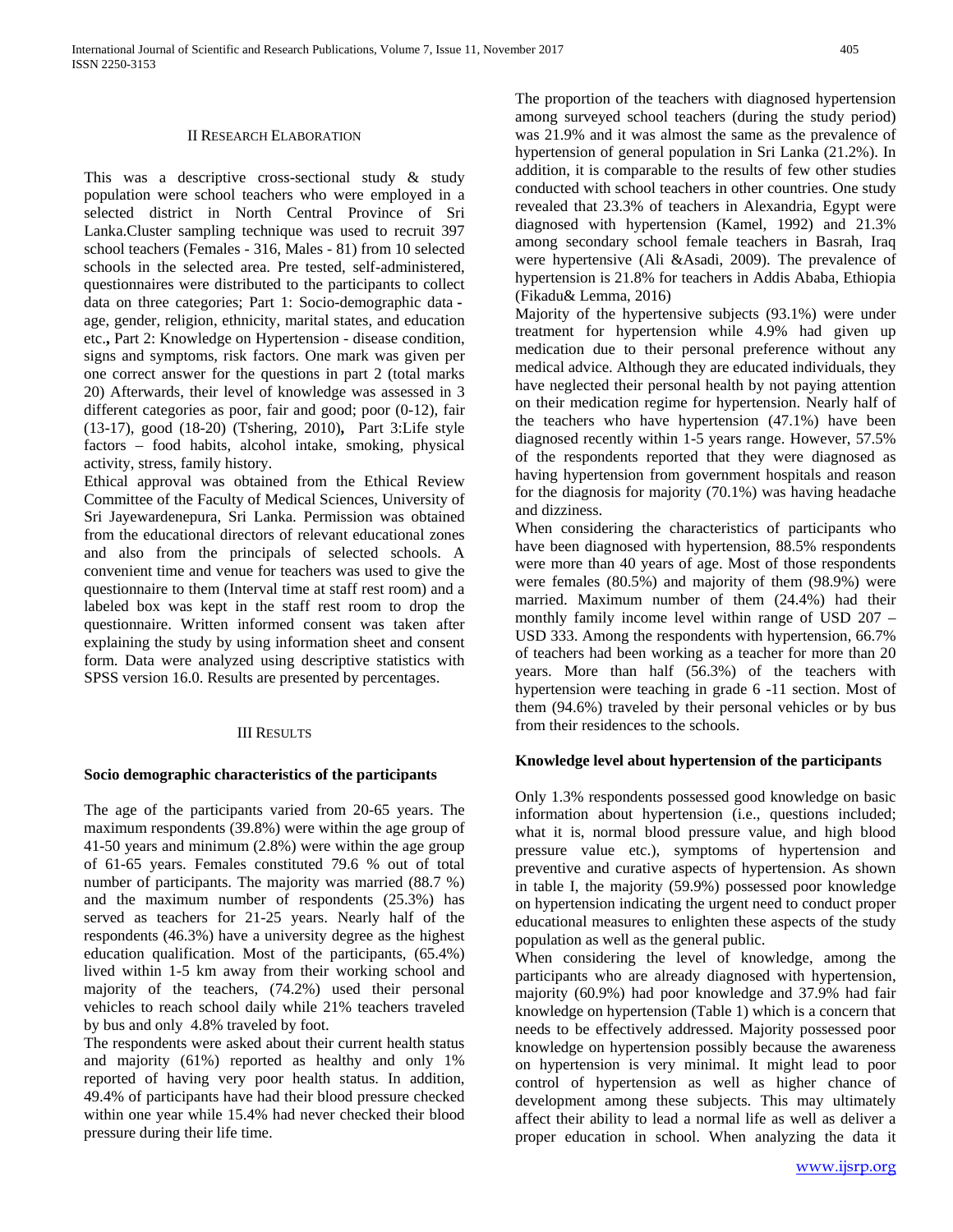## II Research Elaboration

This was a descriptive cross-sectional study & study population were school teachers who were employed in a selected district in North Central Province of Sri Lanka.Cluster sampling technique was used to recruit 397 school teachers (Females - 316, Males - 81) from 10 selected schools in the selected area. Pre tested, self-administered, questionnaires were distributed to the participants to collect data on three categories; Part 1: Socio-demographic data - age, gender, religion, ethnicity, marital states, and education etc.**,** Part 2: Knowledge on Hypertension - disease condition, signs and symptoms, risk factors. One mark was given per one correct answer for the questions in part 2 (total marks 20) Afterwards, their level of knowledge was assessed in 3 different categories as poor, fair and good; poor (0-12), fair (13-17), good (18-20) (Tshering, 2010)**,** Part 3:Life style factors – food habits, alcohol intake, smoking, physical activity, stress, family history.

Ethical approval was obtained from the Ethical Review Committee of the Faculty of Medical Sciences, University of Sri Jayewardenepura, Sri Lanka. Permission was obtained from the educational directors of relevant educational zones and also from the principals of selected schools. A convenient time and venue for teachers was used to give the questionnaire to them (Interval time at staff rest room) and a labeled box was kept in the staff rest room to drop the questionnaire. Written informed consent was taken after explaining the study by using information sheet and consent form. Data were analyzed using descriptive statistics with SPSS version 16.0. Results are presented by percentages.

## III Results

### Socio demographic characteristics of the participants

The age of the participants varied from 20-65 years. The maximum respondents (39.8%) were within the age group of 41-50 years and minimum (2.8%) were within the age group of 61-65 years. Females constituted 79.6 % out of total number of participants. The majority was married (88.7 %) and the maximum number of respondents (25.3%) has served as teachers for 21-25 years. Nearly half of the respondents (46.3%) have a university degree as the highest education qualification. Most of the participants, (65.4%) lived within 1-5 km away from their working school and majority of the teachers, (74.2%) used their personal vehicles to reach school daily while 21% teachers traveled by bus and only 4.8% traveled by foot.

The respondents were asked about their current health status and majority (61%) reported as healthy and only 1% reported of having very poor health status. In addition, 49.4% of participants have had their blood pressure checked within one year while 15.4% had never checked their blood pressure during their life time.

The proportion of the teachers with diagnosed hypertension among surveyed school teachers (during the study period) was 21.9% and it was almost the same as the prevalence of hypertension of general population in Sri Lanka (21.2%). In addition, it is comparable to the results of few other studies conducted with school teachers in other countries. One study revealed that 23.3% of teachers in Alexandria, Egypt were diagnosed with hypertension (Kamel, 1992) and 21.3% among secondary school female teachers in Basrah, Iraq were hypertensive (Ali &Asadi, 2009). The prevalence of hypertension is 21.8% for teachers in Addis Ababa, Ethiopia (Fikadu& Lemma, 2016)

Majority of the hypertensive subjects (93.1%) were under treatment for hypertension while 4.9% had given up medication due to their personal preference without any medical advice. Although they are educated individuals, they have neglected their personal health by not paying attention on their medication regime for hypertension. Nearly half of the teachers who have hypertension (47.1%) have been diagnosed recently within 1-5 years range. However, 57.5% of the respondents reported that they were diagnosed as having hypertension from government hospitals and reason for the diagnosis for majority (70.1%) was having headache and dizziness.

When considering the characteristics of participants who have been diagnosed with hypertension, 88.5% respondents were more than 40 years of age. Most of those respondents were females (80.5%) and majority of them (98.9%) were married. Maximum number of them (24.4%) had their monthly family income level within range of USD 207 – USD 333. Among the respondents with hypertension, 66.7% of teachers had been working as a teacher for more than 20 years. More than half (56.3%) of the teachers with hypertension were teaching in grade 6 -11 section. Most of them (94.6%) traveled by their personal vehicles or by bus from their residences to the schools.

### Knowledge level about hypertension of the participants

Only 1.3% respondents possessed good knowledge on basic information about hypertension (i.e., questions included; what it is, normal blood pressure value, and high blood pressure value etc.), symptoms of hypertension and preventive and curative aspects of hypertension. As shown in table I, the majority (59.9%) possessed poor knowledge on hypertension indicating the urgent need to conduct proper educational measures to enlighten these aspects of the study population as well as the general public.

When considering the level of knowledge, among the participants who are already diagnosed with hypertension, majority (60.9%) had poor knowledge and 37.9% had fair knowledge on hypertension (Table 1) which is a concern that needs to be effectively addressed. Majority possessed poor knowledge on hypertension possibly because the awareness on hypertension is very minimal. It might lead to poor control of hypertension as well as higher chance of development among these subjects. This may ultimately affect their ability to lead a normal life as well as deliver a proper education in school. When analyzing the data it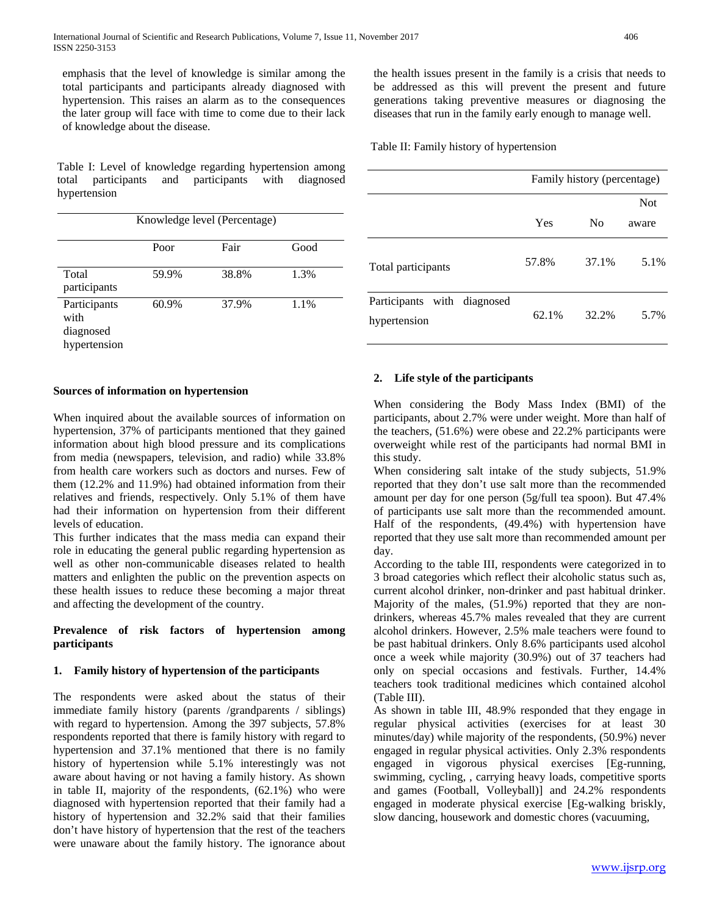emphasis that the level of knowledge is similar among the total participants and participants already diagnosed with hypertension. This raises an alarm as to the consequences the later group will face with time to come due to their lack of knowledge about the disease.

Table I: Level of knowledge regarding hypertension among total participants and participants with diagnosed hypertension

| | Knowledge level (Percentage) | | |
|---|---|---|---|
| | Poor | Fair | Good |
| Total participants | 59.9% | 38.8% | 1.3% |
| Participants with diagnosed hypertension | 60.9% | 37.9% | 1.1% |

### Sources of information on hypertension

When inquired about the available sources of information on hypertension, 37% of participants mentioned that they gained information about high blood pressure and its complications from media (newspapers, television, and radio) while 33.8% from health care workers such as doctors and nurses. Few of them (12.2% and 11.9%) had obtained information from their relatives and friends, respectively. Only 5.1% of them have had their information on hypertension from their different levels of education.

This further indicates that the mass media can expand their role in educating the general public regarding hypertension as well as other non-communicable diseases related to health matters and enlighten the public on the prevention aspects on these health issues to reduce these becoming a major threat and affecting the development of the country.

### Prevalence of risk factors of hypertension among participants

#### 1. Family history of hypertension of the participants

The respondents were asked about the status of their immediate family history (parents /grandparents / siblings) with regard to hypertension. Among the 397 subjects, 57.8% respondents reported that there is family history with regard to hypertension and 37.1% mentioned that there is no family history of hypertension while 5.1% interestingly was not aware about having or not having a family history. As shown in table II, majority of the respondents, (62.1%) who were diagnosed with hypertension reported that their family had a history of hypertension and 32.2% said that their families don't have history of hypertension that the rest of the teachers were unaware about the family history. The ignorance about the health issues present in the family is a crisis that needs to be addressed as this will prevent the present and future generations taking preventive measures or diagnosing the diseases that run in the family early enough to manage well.

Table II: Family history of hypertension

| | Family history (percentage) | | |
|---|---|---|---|
| | Yes | No | Not aware |
| Total participants | 57.8% | 37.1% | 5.1% |
| Participants with diagnosed hypertension | 62.1% | 32.2% | 5.7% |

#### 2. Life style of the participants

When considering the Body Mass Index (BMI) of the participants, about 2.7% were under weight. More than half of the teachers, (51.6%) were obese and 22.2% participants were overweight while rest of the participants had normal BMI in this study.

When considering salt intake of the study subjects, 51.9% reported that they don't use salt more than the recommended amount per day for one person (5g/full tea spoon). But 47.4% of participants use salt more than the recommended amount. Half of the respondents, (49.4%) with hypertension have reported that they use salt more than recommended amount per day.

According to the table III, respondents were categorized in to 3 broad categories which reflect their alcoholic status such as, current alcohol drinker, non-drinker and past habitual drinker. Majority of the males, (51.9%) reported that they are non-drinkers, whereas 45.7% males revealed that they are current alcohol drinkers. However, 2.5% male teachers were found to be past habitual drinkers. Only 8.6% participants used alcohol once a week while majority (30.9%) out of 37 teachers had only on special occasions and festivals. Further, 14.4% teachers took traditional medicines which contained alcohol (Table III).

As shown in table III, 48.9% responded that they engage in regular physical activities (exercises for at least 30 minutes/day) while majority of the respondents, (50.9%) never engaged in regular physical activities. Only 2.3% respondents engaged in vigorous physical exercises [Eg-running, swimming, cycling, , carrying heavy loads, competitive sports and games (Football, Volleyball)] and 24.2% respondents engaged in moderate physical exercise [Eg-walking briskly, slow dancing, housework and domestic chores (vacuuming,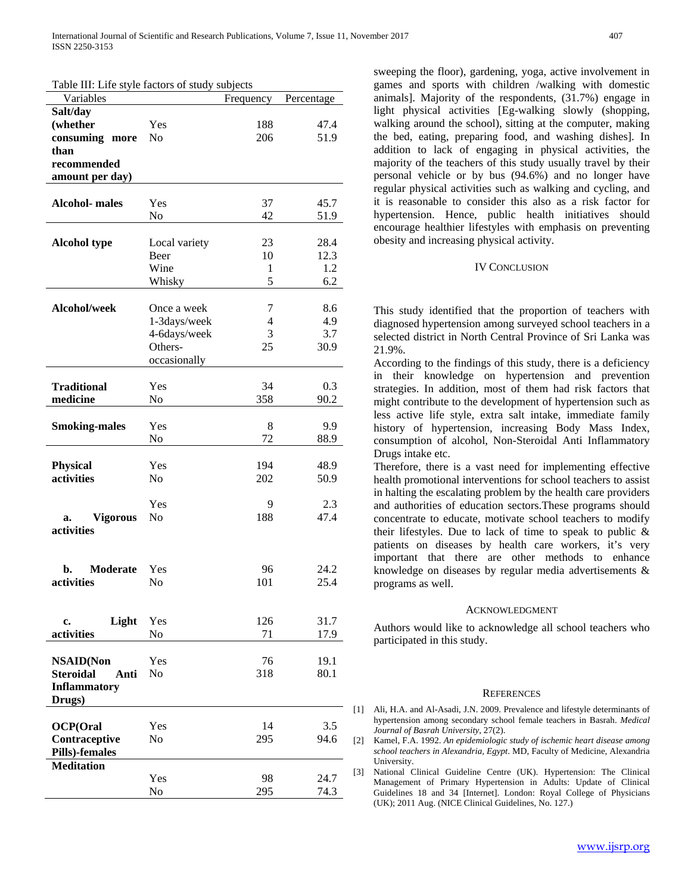Table III: Life style factors of study subjects

| Variables | | Frequency | Percentage |
|---|---|---|---|
| **Salt/day (whether consuming more than recommended amount per day)** | Yes | 188 | 47.4 |
| | No | 206 | 51.9 |
| **Alcohol- males** | Yes | 37 | 45.7 |
| | No | 42 | 51.9 |
| **Alcohol type** | Local variety | 23 | 28.4 |
| | Beer | 10 | 12.3 |
| | Wine | 1 | 1.2 |
| | Whisky | 5 | 6.2 |
| **Alcohol/week** | Once a week | 7 | 8.6 |
| | 1-3days/week | 4 | 4.9 |
| | 4-6days/week | 3 | 3.7 |
| | Others-occasionally | 25 | 30.9 |
| **Traditional medicine** | Yes | 34 | 0.3 |
| | No | 358 | 90.2 |
| **Smoking-males** | Yes | 8 | 9.9 |
| | No | 72 | 88.9 |
| **Physical activities** | Yes | 194 | 48.9 |
| | No | 202 | 50.9 |
| **a. Vigorous activities** | Yes | 9 | 2.3 |
| | No | 188 | 47.4 |
| **b. Moderate activities** | Yes | 96 | 24.2 |
| | No | 101 | 25.4 |
| **c. Light activities** | Yes | 126 | 31.7 |
| | No | 71 | 17.9 |
| **NSAID(Non Steroidal Anti Inflammatory Drugs)** | Yes | 76 | 19.1 |
| | No | 318 | 80.1 |
| **OCP(Oral Contraceptive Pills)-females** | Yes | 14 | 3.5 |
| | No | 295 | 94.6 |
| **Meditation** | Yes | 98 | 24.7 |
| | No | 295 | 74.3 |

sweeping the floor), gardening, yoga, active involvement in games and sports with children /walking with domestic animals]. Majority of the respondents, (31.7%) engage in light physical activities [Eg-walking slowly (shopping, walking around the school), sitting at the computer, making the bed, eating, preparing food, and washing dishes]. In addition to lack of engaging in physical activities, the majority of the teachers of this study usually travel by their personal vehicle or by bus (94.6%) and no longer have regular physical activities such as walking and cycling, and it is reasonable to consider this also as a risk factor for hypertension. Hence, public health initiatives should encourage healthier lifestyles with emphasis on preventing obesity and increasing physical activity.

## IV Conclusion

This study identified that the proportion of teachers with diagnosed hypertension among surveyed school teachers in a selected district in North Central Province of Sri Lanka was 21.9%.

According to the findings of this study, there is a deficiency in their knowledge on hypertension and prevention strategies. In addition, most of them had risk factors that might contribute to the development of hypertension such as less active life style, extra salt intake, immediate family history of hypertension, increasing Body Mass Index, consumption of alcohol, Non-Steroidal Anti Inflammatory Drugs intake etc.

Therefore, there is a vast need for implementing effective health promotional interventions for school teachers to assist in halting the escalating problem by the health care providers and authorities of education sectors.These programs should concentrate to educate, motivate school teachers to modify their lifestyles. Due to lack of time to speak to public & patients on diseases by health care workers, it's very important that there are other methods to enhance knowledge on diseases by regular media advertisements & programs as well.

## Acknowledgment

Authors would like to acknowledge all school teachers who participated in this study.

## References

[1] Ali, H.A. and Al-Asadi, J.N. 2009. Prevalence and lifestyle determinants of hypertension among secondary school female teachers in Basrah. *Medical Journal of Basrah University*, 27(2).

[2] Kamel, F.A. 1992. *An epidemiologic study of ischemic heart disease among school teachers in Alexandria, Egypt*. MD, Faculty of Medicine, Alexandria University.

[3] National Clinical Guideline Centre (UK). Hypertension: The Clinical Management of Primary Hypertension in Adults: Update of Clinical Guidelines 18 and 34 [Internet]. London: Royal College of Physicians (UK); 2011 Aug. (NICE Clinical Guidelines, No. 127.)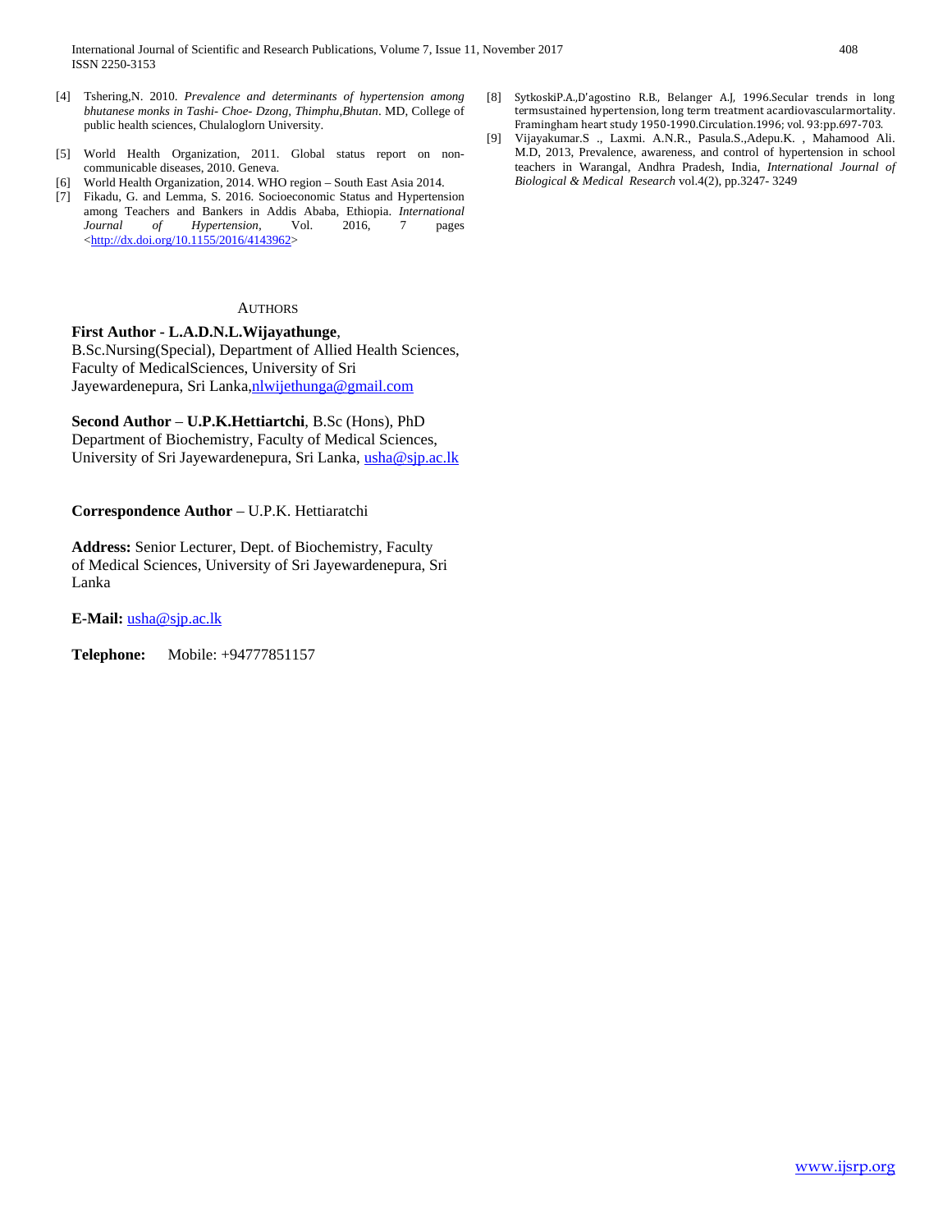[4] Tshering,N. 2010. *Prevalence and determinants of hypertension among bhutanese monks in Tashi- Choe- Dzong, Thimphu,Bhutan*. MD, College of public health sciences, Chulaloglorn University.

[5] World Health Organization, 2011. Global status report on non-communicable diseases, 2010. Geneva.

[6] World Health Organization, 2014. WHO region – South East Asia 2014.

[7] Fikadu, G. and Lemma, S. 2016. Socioeconomic Status and Hypertension among Teachers and Bankers in Addis Ababa, Ethiopia. *International Journal of Hypertension*, Vol. 2016, 7 pages <http://dx.doi.org/10.1155/2016/4143962>

[8] SytkoskiP.A.,D'agostino R.B., Belanger A.J, 1996.Secular trends in long termsustained hypertension, long term treatment acardiovascularmortality. Framingham heart study 1950-1990.Circulation.1996; vol. 93:pp.697-703.

[9] Vijayakumar.S ., Laxmi. A.N.R., Pasula.S.,Adepu.K. , Mahamood Ali. M.D, 2013, Prevalence, awareness, and control of hypertension in school teachers in Warangal, Andhra Pradesh, India, *International Journal of Biological & Medical Research* vol.4(2), pp.3247- 3249

## AUTHORS

**First Author - L.A.D.N.L.Wijayathunge**, B.Sc.Nursing(Special), Department of Allied Health Sciences, Faculty of MedicalSciences, University of Sri Jayewardenepura, Sri Lanka,nlwijethunga@gmail.com

**Second Author** – **U.P.K.Hettiartchi**, B.Sc (Hons), PhD Department of Biochemistry, Faculty of Medical Sciences, University of Sri Jayewardenepura, Sri Lanka, usha@sjp.ac.lk

**Correspondence Author** – U.P.K. Hettiaratchi

**Address:** Senior Lecturer, Dept. of Biochemistry, Faculty of Medical Sciences, University of Sri Jayewardenepura, Sri Lanka

**E-Mail:** usha@sjp.ac.lk

**Telephone:** Mobile: +94777851157